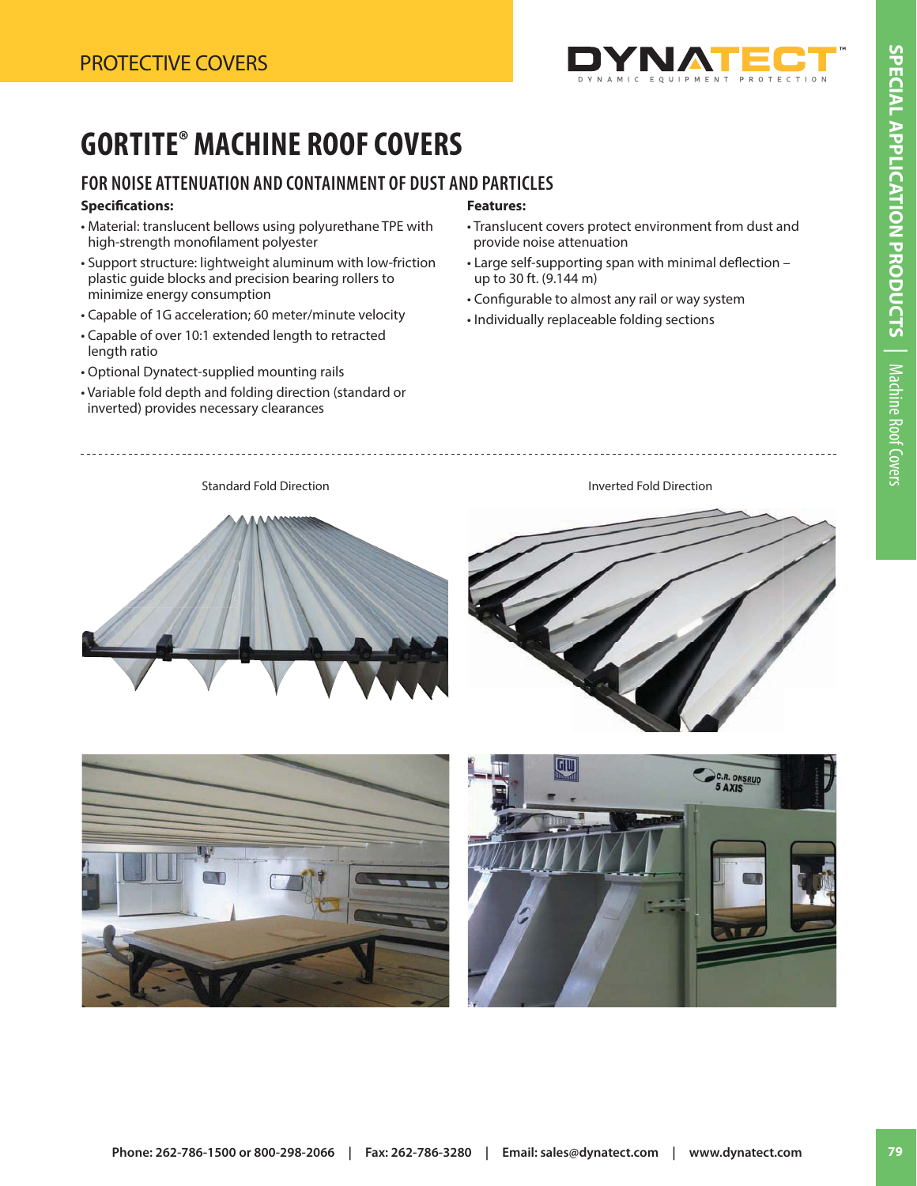# GORTITE® MACHINE ROOF COVERS

## FOR NOISE ATTENUATION AND CONTAINMENT OF DUST AND PARTICLES

**Specifications:**

- Material: translucent bellows using polyurethane TPE with high-strength monofilament polyester
- Support structure: lightweight aluminum with low-friction plastic guide blocks and precision bearing rollers to minimize energy consumption
- Capable of 1G acceleration; 60 meter/minute velocity
- Capable of over 10:1 extended length to retracted length ratio
- Optional Dynatect-supplied mounting rails
- Variable fold depth and folding direction (standard or inverted) provides necessary clearances

**Features:**

- Translucent covers protect environment from dust and provide noise attenuation
- Large self-supporting span with minimal deflection – up to 30 ft. (9.144 m)
- Configurable to almost any rail or way system
- Individually replaceable folding sections

Standard Fold Direction

Inverted Fold Direction

Phone: 262-786-1500 or 800-298-2066 | Fax: 262-786-3280 | Email: sales@dynatect.com | www.dynatect.com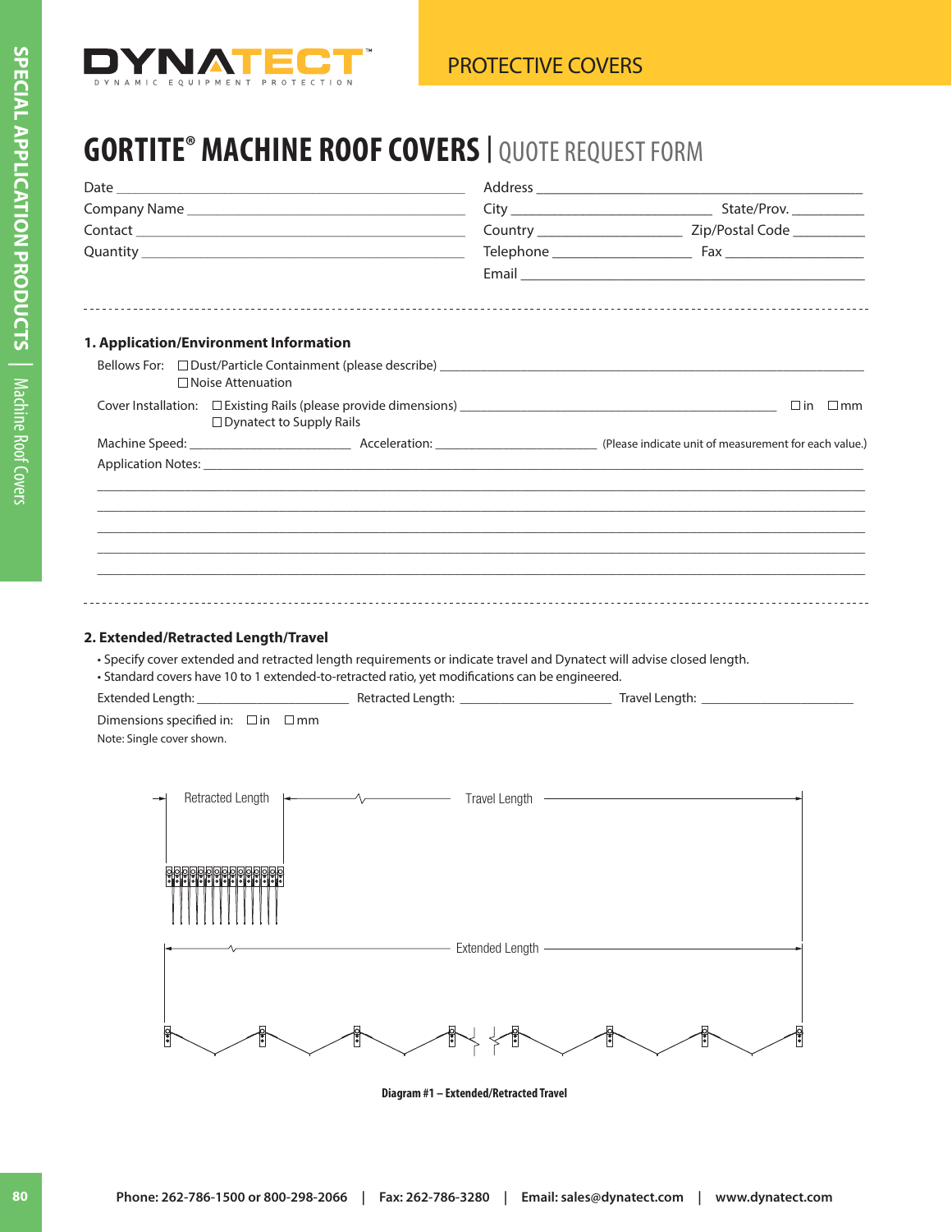# GORTITE® MACHINE ROOF COVERS | QUOTE REQUEST FORM

Date ______________________________

Company Name ______________________________

Contact ______________________________

Quantity ______________________________

Address ______________________________

City ____________________ State/Prov. __________

Country ____________________ Zip/Postal Code __________

Telephone ____________________ Fax ____________________

Email ______________________________

---

## 1. Application/Environment Information

Bellows For: ☐ Dust/Particle Containment (please describe) ______________________________
☐ Noise Attenuation

Cover Installation: ☐ Existing Rails (please provide dimensions) ______________________________ ☐ in ☐ mm
☐ Dynatect to Supply Rails

Machine Speed: ____________________ Acceleration: ____________________ (Please indicate unit of measurement for each value.)

Application Notes: ______________________________

______________________________

______________________________

______________________________

______________________________

______________________________

---

## 2. Extended/Retracted Length/Travel

- Specify cover extended and retracted length requirements or indicate travel and Dynatect will advise closed length.
- Standard covers have 10 to 1 extended-to-retracted ratio, yet modifications can be engineered.

Extended Length: ____________________ Retracted Length: ____________________ Travel Length: ____________________

Dimensions specified in: ☐ in ☐ mm

Note: Single cover shown.

Retracted Length

Travel Length

Extended Length

**Diagram #1 – Extended/Retracted Travel**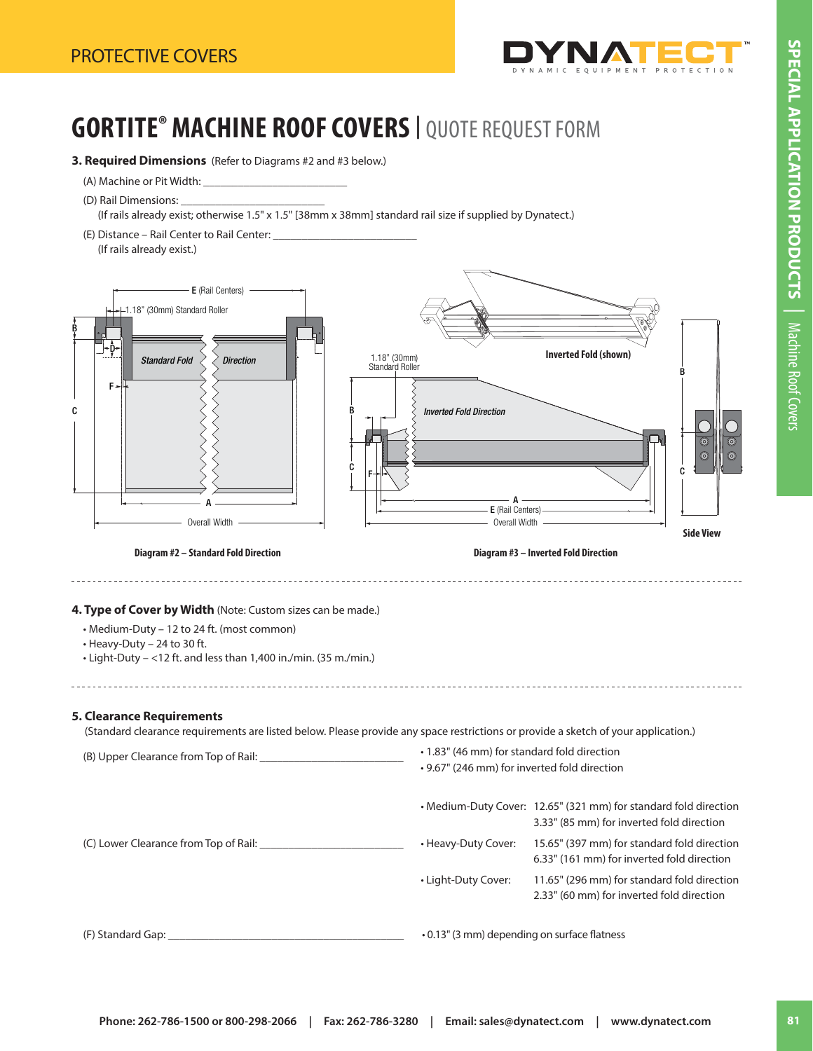# GORTITE® MACHINE ROOF COVERS | QUOTE REQUEST FORM

**3. Required Dimensions** (Refer to Diagrams #2 and #3 below.)

(A) Machine or Pit Width: ________________________

(D) Rail Dimensions: ________________________
(If rails already exist; otherwise 1.5" x 1.5" [38mm x 38mm] standard rail size if supplied by Dynatect.)

(E) Distance – Rail Center to Rail Center: ________________________
(If rails already exist.)

E (Rail Centers)
1.18" (30mm) Standard Roller
B
D
Standard Fold
Direction
F
C
A
Overall Width

**Diagram #2 – Standard Fold Direction**

Inverted Fold (shown)
1.18" (30mm) Standard Roller
Inverted Fold Direction
B
C
F
A
E (Rail Centers)
Overall Width
B
C
Side View

**Diagram #3 – Inverted Fold Direction**

---

**4. Type of Cover by Width** (Note: Custom sizes can be made.)

- Medium-Duty – 12 to 24 ft. (most common)
- Heavy-Duty – 24 to 30 ft.
- Light-Duty – <12 ft. and less than 1,400 in./min. (35 m./min.)

---

**5. Clearance Requirements**
(Standard clearance requirements are listed below. Please provide any space restrictions or provide a sketch of your application.)

(B) Upper Clearance from Top of Rail: ________________________
- 1.83" (46 mm) for standard fold direction
- 9.67" (246 mm) for inverted fold direction

(C) Lower Clearance from Top of Rail: ________________________
- Medium-Duty Cover: 12.65" (321 mm) for standard fold direction; 3.33" (85 mm) for inverted fold direction
- Heavy-Duty Cover: 15.65" (397 mm) for standard fold direction; 6.33" (161 mm) for inverted fold direction
- Light-Duty Cover: 11.65" (296 mm) for standard fold direction; 2.33" (60 mm) for inverted fold direction

(F) Standard Gap: ________________________
- 0.13" (3 mm) depending on surface flatness